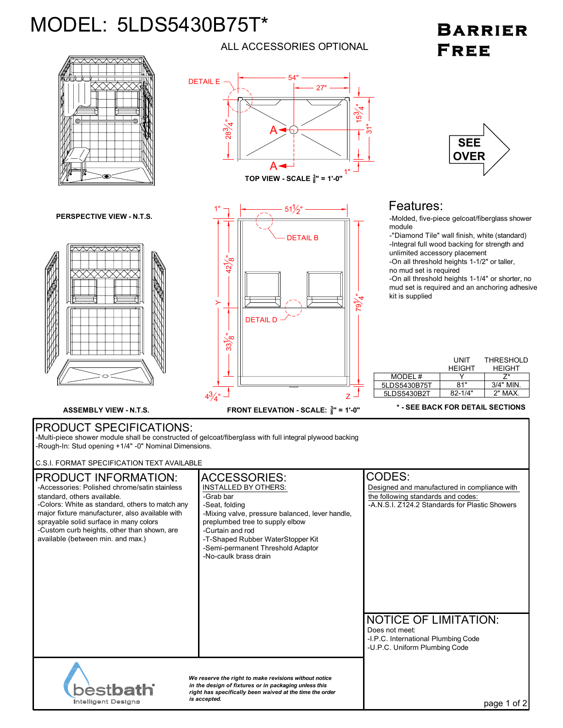# MODEL: 5LDS5430B75T*

**BARRIER FREE**

ALL ACCESSORIES OPTIONAL

TOP VIEW - SCALE $\frac{3}{8}$" = 1'-0"

PERSPECTIVE VIEW - N.T.S.

SEE OVER

## Features:

- Molded, five-piece gelcoat/fiberglass shower module
- "Diamond Tile" wall finish, white (standard)
- Integral full wood backing for strength and unlimited accessory placement
- On all threshold heights 1-1/2" or taller, no mud set is required
- On all threshold heights 1-1/4" or shorter, no mud set is required and an anchoring adhesive kit is supplied

| MODEL # | UNIT HEIGHT Y | THRESHOLD HEIGHT Z* |
|---|---|---|
| 5LDS5430B75T | 81" | 3/4" MIN. |
| 5LDS5430B2T | 82-1/4" | 2" MAX. |

ASSEMBLY VIEW - N.T.S.

FRONT ELEVATION - SCALE: $\frac{3}{8}$" = 1'-0"

**\* - SEE BACK FOR DETAIL SECTIONS**

## PRODUCT SPECIFICATIONS:

- Multi-piece shower module shall be constructed of gelcoat/fiberglass with full integral plywood backing
- Rough-In: Stud opening +1/4" -0" Nominal Dimensions.

C.S.I. FORMAT SPECIFICATION TEXT AVAILABLE

## PRODUCT INFORMATION:

- Accessories: Polished chrome/satin stainless standard, others available.
- Colors: White as standard, others to match any major fixture manufacturer, also available with sprayable solid surface in many colors
- Custom curb heights, other than shown, are available (between min. and max.)

## ACCESSORIES:

INSTALLED BY OTHERS:

- Grab bar
- Seat, folding
- Mixing valve, pressure balanced, lever handle, preplumbed tree to supply elbow
- Curtain and rod
- T-Shaped Rubber WaterStopper Kit
- Semi-permanent Threshold Adaptor
- No-caulk brass drain

## CODES:

Designed and manufactured in compliance with the following standards and codes:

- A.N.S.I. Z124.2 Standards for Plastic Showers

## NOTICE OF LIMITATION:

Does not meet:

- I.P.C. International Plumbing Code
- U.P.C. Uniform Plumbing Code

bestbath Intelligent Designs

*We reserve the right to make revisions without notice in the design of fixtures or in packaging unless this right has specifically been waived at the time the order is accepted.*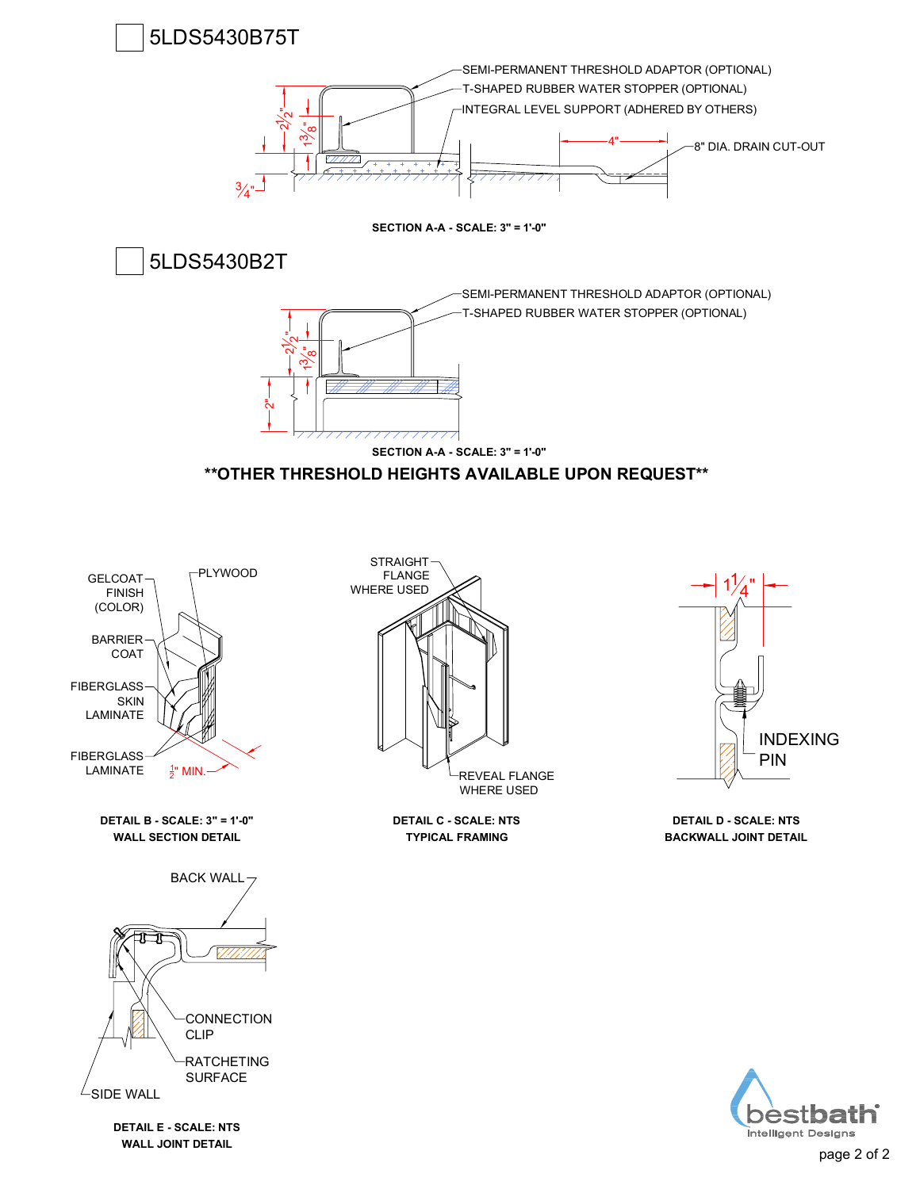☐ 5LDS5430B75T

SEMI-PERMANENT THRESHOLD ADAPTOR (OPTIONAL)

T-SHAPED RUBBER WATER STOPPER (OPTIONAL)

INTEGRAL LEVEL SUPPORT (ADHERED BY OTHERS)

8" DIA. DRAIN CUT-OUT

2 1/2"

1 3/8"

3/4"

4"

**SECTION A-A - SCALE: 3" = 1'-0"**

☐ 5LDS5430B2T

SEMI-PERMANENT THRESHOLD ADAPTOR (OPTIONAL)

T-SHAPED RUBBER WATER STOPPER (OPTIONAL)

2 1/2"

1 3/8"

2"

**SECTION A-A - SCALE: 3" = 1'-0"**

**\*\*OTHER THRESHOLD HEIGHTS AVAILABLE UPON REQUEST\*\***

GELCOAT FINISH (COLOR)

PLYWOOD

BARRIER COAT

FIBERGLASS SKIN LAMINATE

FIBERGLASS LAMINATE

1/2" MIN.

**DETAIL B - SCALE: 3" = 1'-0"**
**WALL SECTION DETAIL**

STRAIGHT FLANGE WHERE USED

REVEAL FLANGE WHERE USED

**DETAIL C - SCALE: NTS**
**TYPICAL FRAMING**

1 1/4"

INDEXING PIN

**DETAIL D - SCALE: NTS**
**BACKWALL JOINT DETAIL**

BACK WALL

CONNECTION CLIP

RATCHETING SURFACE

SIDE WALL

**DETAIL E - SCALE: NTS**
**WALL JOINT DETAIL**

bestbath
Intelligent Designs